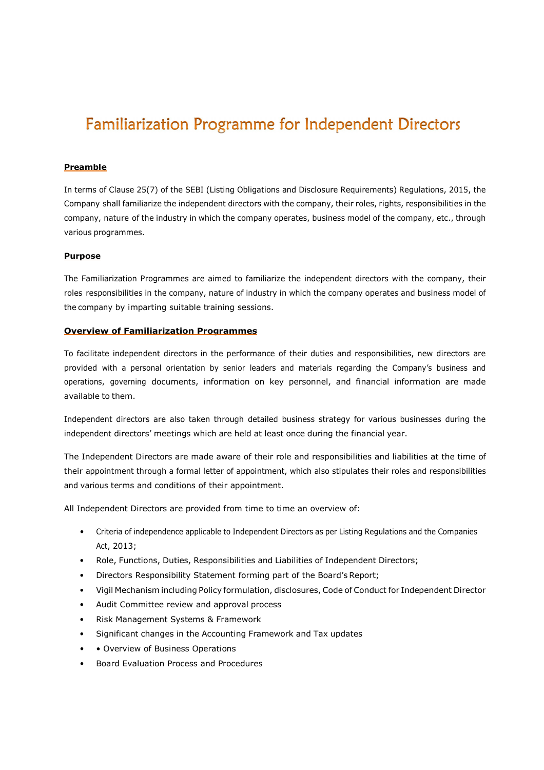# Familiarization Programme for Independent Directors

**Preamble**

In terms of Clause 25(7) of the SEBI (Listing Obligations and Disclosure Requirements) Regulations, 2015, the Company shall familiarize the independent directors with the company, their roles, rights, responsibilities in the company, nature of the industry in which the company operates, business model of the company, etc., through various programmes.

**Purpose**

The Familiarization Programmes are aimed to familiarize the independent directors with the company, their roles responsibilities in the company, nature of industry in which the company operates and business model of the company by imparting suitable training sessions.

**Overview of Familiarization Programmes**

To facilitate independent directors in the performance of their duties and responsibilities, new directors are provided with a personal orientation by senior leaders and materials regarding the Company's business and operations, governing documents, information on key personnel, and financial information are made available to them.

Independent directors are also taken through detailed business strategy for various businesses during the independent directors' meetings which are held at least once during the financial year.

The Independent Directors are made aware of their role and responsibilities and liabilities at the time of their appointment through a formal letter of appointment, which also stipulates their roles and responsibilities and various terms and conditions of their appointment.

All Independent Directors are provided from time to time an overview of:

- Criteria of independence applicable to Independent Directors as per Listing Regulations and the Companies Act, 2013;
- Role, Functions, Duties, Responsibilities and Liabilities of Independent Directors;
- Directors Responsibility Statement forming part of the Board's Report;
- Vigil Mechanism including Policy formulation, disclosures, Code of Conduct for Independent Director
- Audit Committee review and approval process
- Risk Management Systems & Framework
- Significant changes in the Accounting Framework and Tax updates
- • Overview of Business Operations
- Board Evaluation Process and Procedures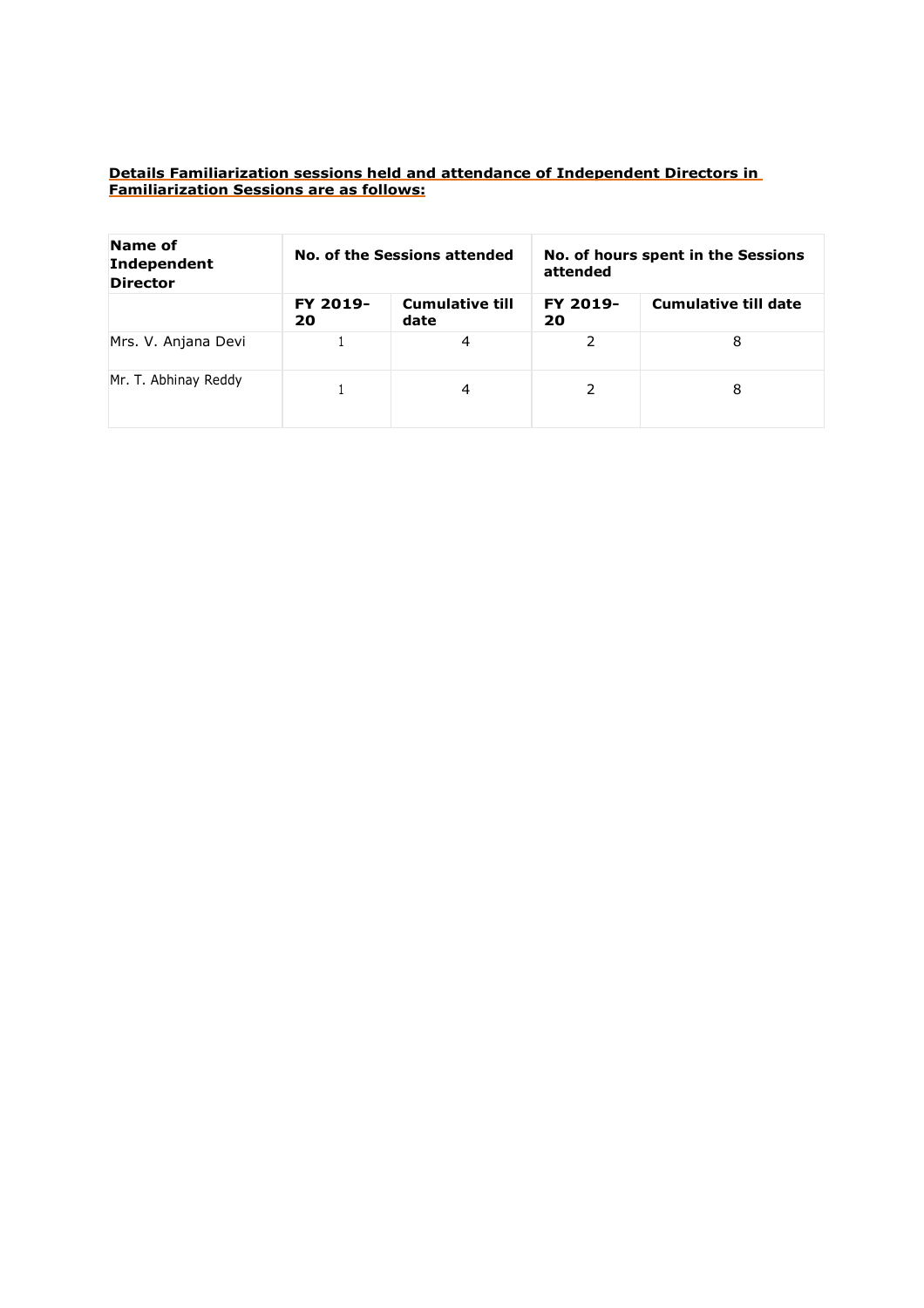**Details Familiarization sessions held and attendance of Independent Directors in Familiarization Sessions are as follows:**

| Name of Independent Director | No. of the Sessions attended | | No. of hours spent in the Sessions attended | |
|---|---|---|---|---|
| | FY 2019-20 | Cumulative till date | FY 2019-20 | Cumulative till date |
| Mrs. V. Anjana Devi | 1 | 4 | 2 | 8 |
| Mr. T. Abhinay Reddy | 1 | 4 | 2 | 8 |